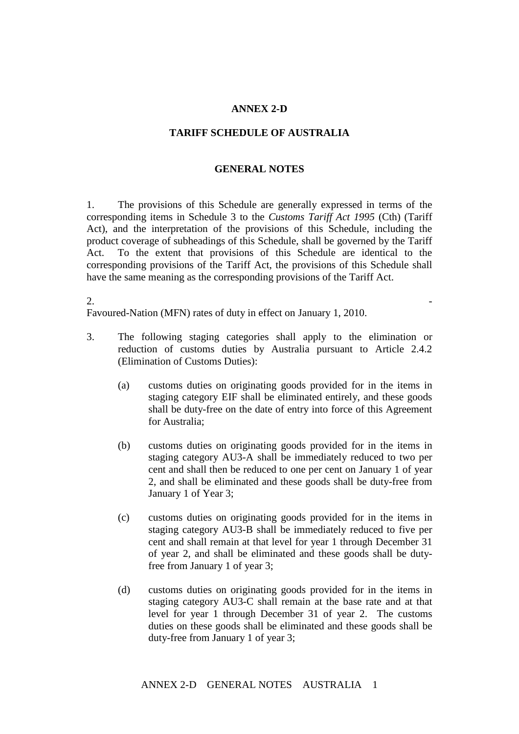# ANNEX 2-D

## TARIFF SCHEDULE OF AUSTRALIA

### GENERAL NOTES

1. The provisions of this Schedule are generally expressed in terms of the corresponding items in Schedule 3 to the *Customs Tariff Act 1995* (Cth) (Tariff Act), and the interpretation of the provisions of this Schedule, including the product coverage of subheadings of this Schedule, shall be governed by the Tariff Act. To the extent that provisions of this Schedule are identical to the corresponding provisions of the Tariff Act, the provisions of this Schedule shall have the same meaning as the corresponding provisions of the Tariff Act.

2. -
Favoured-Nation (MFN) rates of duty in effect on January 1, 2010.

3. The following staging categories shall apply to the elimination or reduction of customs duties by Australia pursuant to Article 2.4.2 (Elimination of Customs Duties):

   (a) customs duties on originating goods provided for in the items in staging category EIF shall be eliminated entirely, and these goods shall be duty-free on the date of entry into force of this Agreement for Australia;

   (b) customs duties on originating goods provided for in the items in staging category AU3-A shall be immediately reduced to two per cent and shall then be reduced to one per cent on January 1 of year 2, and shall be eliminated and these goods shall be duty-free from January 1 of Year 3;

   (c) customs duties on originating goods provided for in the items in staging category AU3-B shall be immediately reduced to five per cent and shall remain at that level for year 1 through December 31 of year 2, and shall be eliminated and these goods shall be duty-free from January 1 of year 3;

   (d) customs duties on originating goods provided for in the items in staging category AU3-C shall remain at the base rate and at that level for year 1 through December 31 of year 2. The customs duties on these goods shall be eliminated and these goods shall be duty-free from January 1 of year 3;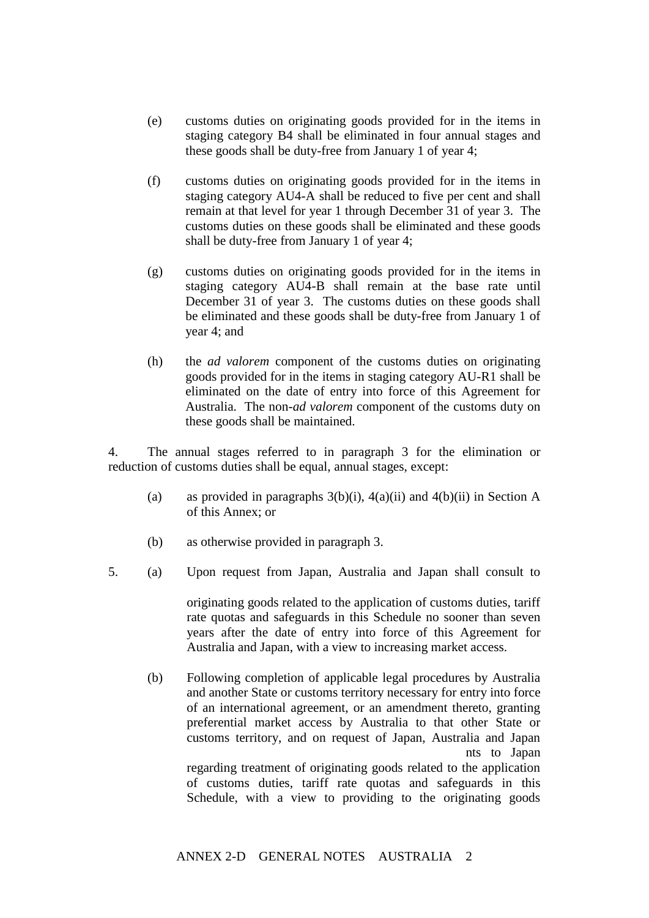(e) customs duties on originating goods provided for in the items in staging category B4 shall be eliminated in four annual stages and these goods shall be duty-free from January 1 of year 4;

(f) customs duties on originating goods provided for in the items in staging category AU4-A shall be reduced to five per cent and shall remain at that level for year 1 through December 31 of year 3. The customs duties on these goods shall be eliminated and these goods shall be duty-free from January 1 of year 4;

(g) customs duties on originating goods provided for in the items in staging category AU4-B shall remain at the base rate until December 31 of year 3. The customs duties on these goods shall be eliminated and these goods shall be duty-free from January 1 of year 4; and

(h) the *ad valorem* component of the customs duties on originating goods provided for in the items in staging category AU-R1 shall be eliminated on the date of entry into force of this Agreement for Australia. The non-*ad valorem* component of the customs duty on these goods shall be maintained.

4. The annual stages referred to in paragraph 3 for the elimination or reduction of customs duties shall be equal, annual stages, except:

(a) as provided in paragraphs 3(b)(i), 4(a)(ii) and 4(b)(ii) in Section A of this Annex; or

(b) as otherwise provided in paragraph 3.

5. (a) Upon request from Japan, Australia and Japan shall consult to

originating goods related to the application of customs duties, tariff rate quotas and safeguards in this Schedule no sooner than seven years after the date of entry into force of this Agreement for Australia and Japan, with a view to increasing market access.

(b) Following completion of applicable legal procedures by Australia and another State or customs territory necessary for entry into force of an international agreement, or an amendment thereto, granting preferential market access by Australia to that other State or customs territory, and on request of Japan, Australia and Japan nts to Japan regarding treatment of originating goods related to the application of customs duties, tariff rate quotas and safeguards in this Schedule, with a view to providing to the originating goods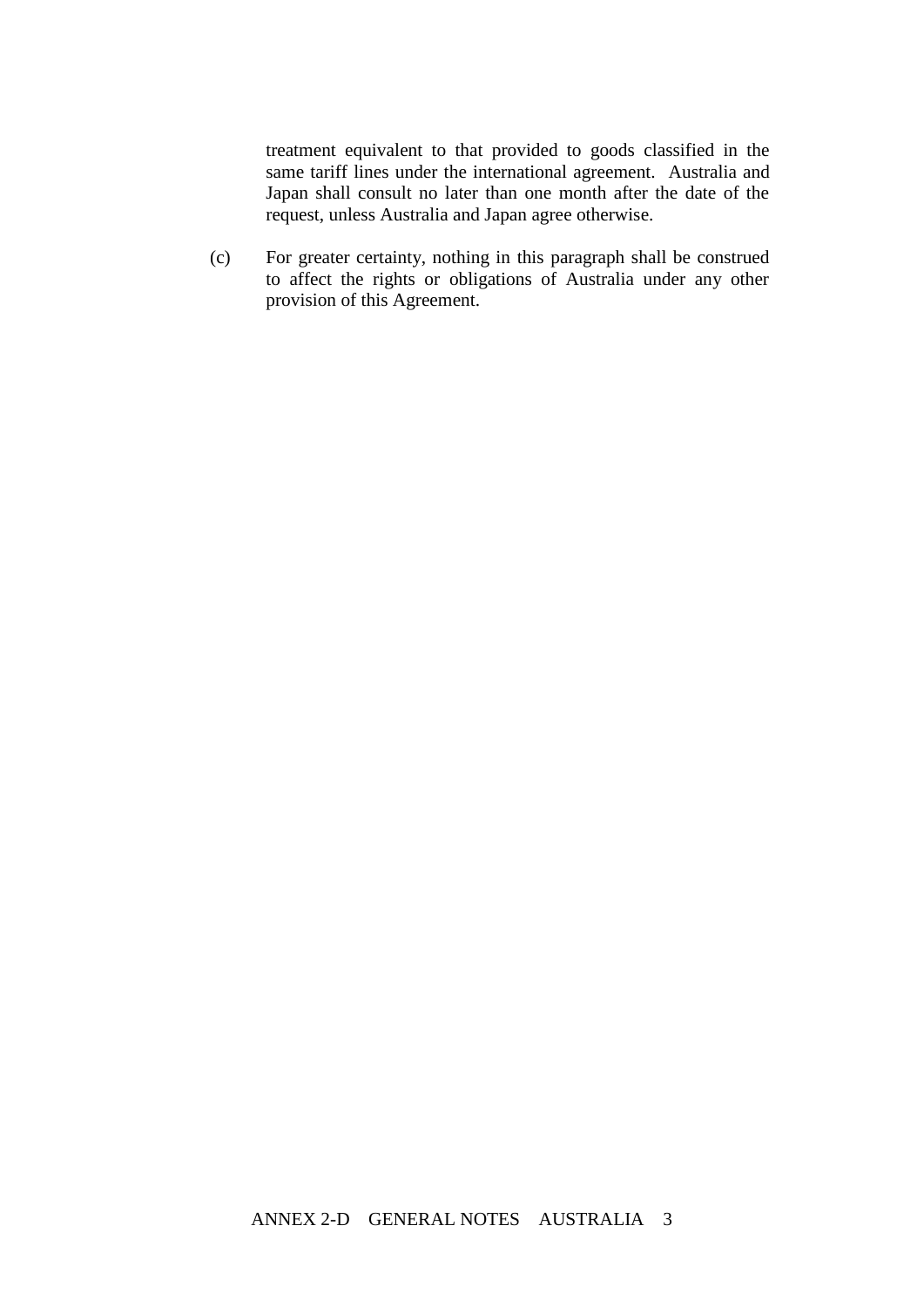treatment equivalent to that provided to goods classified in the same tariff lines under the international agreement. Australia and Japan shall consult no later than one month after the date of the request, unless Australia and Japan agree otherwise.

(c) For greater certainty, nothing in this paragraph shall be construed to affect the rights or obligations of Australia under any other provision of this Agreement.